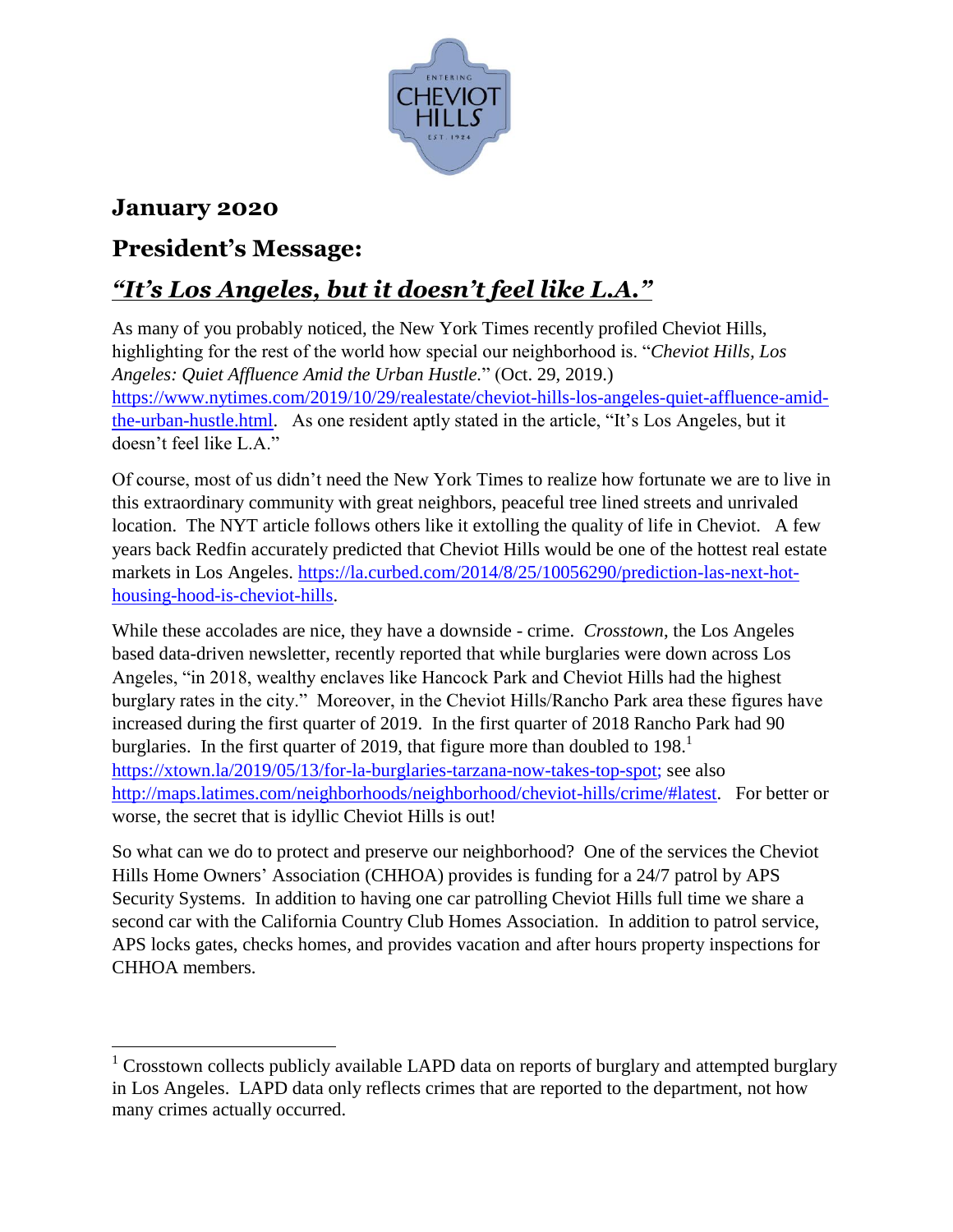## January 2020

## President's Message:

## *"It's Los Angeles, but it doesn't feel like L.A."*

As many of you probably noticed, the New York Times recently profiled Cheviot Hills, highlighting for the rest of the world how special our neighborhood is. "*Cheviot Hills, Los Angeles: Quiet Affluence Amid the Urban Hustle.*" (Oct. 29, 2019.) https://www.nytimes.com/2019/10/29/realestate/cheviot-hills-los-angeles-quiet-affluence-amid-the-urban-hustle.html. As one resident aptly stated in the article, "It's Los Angeles, but it doesn't feel like L.A."

Of course, most of us didn't need the New York Times to realize how fortunate we are to live in this extraordinary community with great neighbors, peaceful tree lined streets and unrivaled location. The NYT article follows others like it extolling the quality of life in Cheviot. A few years back Redfin accurately predicted that Cheviot Hills would be one of the hottest real estate markets in Los Angeles. https://la.curbed.com/2014/8/25/10056290/prediction-las-next-hot-housing-hood-is-cheviot-hills.

While these accolades are nice, they have a downside - crime. *Crosstown*, the Los Angeles based data-driven newsletter, recently reported that while burglaries were down across Los Angeles, "in 2018, wealthy enclaves like Hancock Park and Cheviot Hills had the highest burglary rates in the city." Moreover, in the Cheviot Hills/Rancho Park area these figures have increased during the first quarter of 2019. In the first quarter of 2018 Rancho Park had 90 burglaries. In the first quarter of 2019, that figure more than doubled to 198.[1] https://xtown.la/2019/05/13/for-la-burglaries-tarzana-now-takes-top-spot; see also http://maps.latimes.com/neighborhoods/neighborhood/cheviot-hills/crime/#latest. For better or worse, the secret that is idyllic Cheviot Hills is out!

So what can we do to protect and preserve our neighborhood? One of the services the Cheviot Hills Home Owners' Association (CHHOA) provides is funding for a 24/7 patrol by APS Security Systems. In addition to having one car patrolling Cheviot Hills full time we share a second car with the California Country Club Homes Association. In addition to patrol service, APS locks gates, checks homes, and provides vacation and after hours property inspections for CHHOA members.

---

[1] Crosstown collects publicly available LAPD data on reports of burglary and attempted burglary in Los Angeles. LAPD data only reflects crimes that are reported to the department, not how many crimes actually occurred.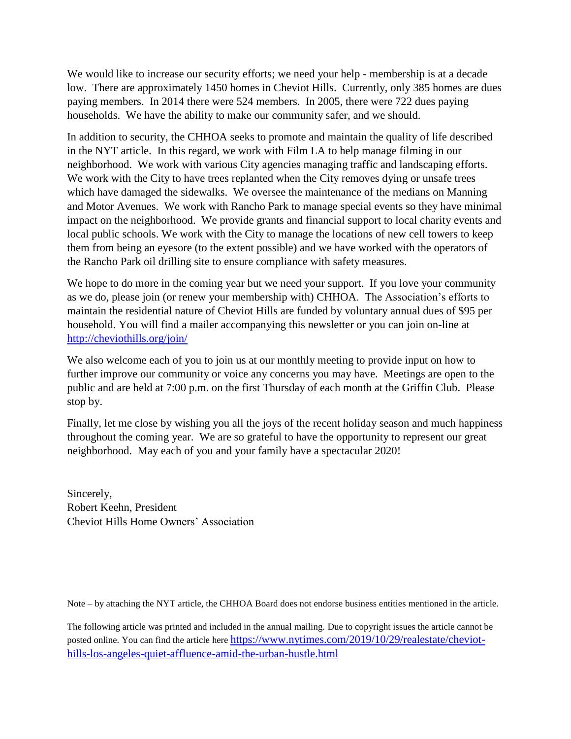We would like to increase our security efforts; we need your help - membership is at a decade low. There are approximately 1450 homes in Cheviot Hills. Currently, only 385 homes are dues paying members. In 2014 there were 524 members. In 2005, there were 722 dues paying households. We have the ability to make our community safer, and we should.

In addition to security, the CHHOA seeks to promote and maintain the quality of life described in the NYT article. In this regard, we work with Film LA to help manage filming in our neighborhood. We work with various City agencies managing traffic and landscaping efforts. We work with the City to have trees replanted when the City removes dying or unsafe trees which have damaged the sidewalks. We oversee the maintenance of the medians on Manning and Motor Avenues. We work with Rancho Park to manage special events so they have minimal impact on the neighborhood. We provide grants and financial support to local charity events and local public schools. We work with the City to manage the locations of new cell towers to keep them from being an eyesore (to the extent possible) and we have worked with the operators of the Rancho Park oil drilling site to ensure compliance with safety measures.

We hope to do more in the coming year but we need your support. If you love your community as we do, please join (or renew your membership with) CHHOA. The Association's efforts to maintain the residential nature of Cheviot Hills are funded by voluntary annual dues of $95 per household. You will find a mailer accompanying this newsletter or you can join on-line at [http://cheviothills.org/join/](http://cheviothills.org/join/)

We also welcome each of you to join us at our monthly meeting to provide input on how to further improve our community or voice any concerns you may have. Meetings are open to the public and are held at 7:00 p.m. on the first Thursday of each month at the Griffin Club. Please stop by.

Finally, let me close by wishing you all the joys of the recent holiday season and much happiness throughout the coming year. We are so grateful to have the opportunity to represent our great neighborhood. May each of you and your family have a spectacular 2020!

Sincerely,
Robert Keehn, President
Cheviot Hills Home Owners' Association

Note – by attaching the NYT article, the CHHOA Board does not endorse business entities mentioned in the article.

The following article was printed and included in the annual mailing. Due to copyright issues the article cannot be posted online. You can find the article here [https://www.nytimes.com/2019/10/29/realestate/cheviot-hills-los-angeles-quiet-affluence-amid-the-urban-hustle.html](https://www.nytimes.com/2019/10/29/realestate/cheviot-hills-los-angeles-quiet-affluence-amid-the-urban-hustle.html)